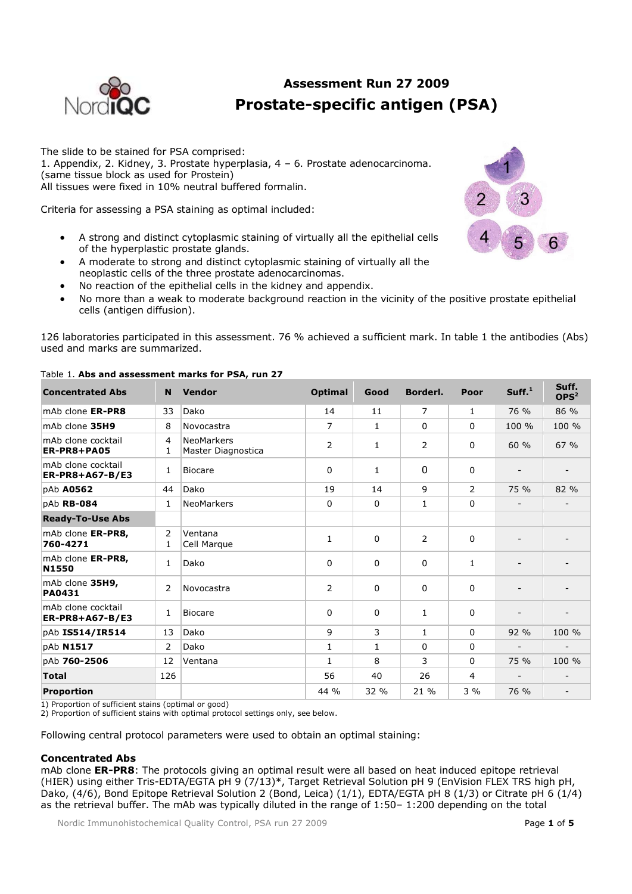# Assessment Run 27 2009

# Prostate-specific antigen (PSA)

The slide to be stained for PSA comprised:
1. Appendix, 2. Kidney, 3. Prostate hyperplasia, 4 – 6. Prostate adenocarcinoma.
(same tissue block as used for Prostein)
All tissues were fixed in 10% neutral buffered formalin.

Criteria for assessing a PSA staining as optimal included:

- A strong and distinct cytoplasmic staining of virtually all the epithelial cells of the hyperplastic prostate glands.
- A moderate to strong and distinct cytoplasmic staining of virtually all the neoplastic cells of the three prostate adenocarcinomas.
- No reaction of the epithelial cells in the kidney and appendix.
- No more than a weak to moderate background reaction in the vicinity of the positive prostate epithelial cells (antigen diffusion).

126 laboratories participated in this assessment. 76 % achieved a sufficient mark. In table 1 the antibodies (Abs) used and marks are summarized.

Table 1. **Abs and assessment marks for PSA, run 27**

| Concentrated Abs | N | Vendor | Optimal | Good | Borderl. | Poor | Suff.[1] | Suff. OPS[2] |
|---|---|---|---|---|---|---|---|---|
| mAb clone **ER-PR8** | 33 | Dako | 14 | 11 | 7 | 1 | 76 % | 86 % |
| mAb clone **35H9** | 8 | Novocastra | 7 | 1 | 0 | 0 | 100 % | 100 % |
| mAb clone cocktail **ER-PR8+PA05** | 4<br>1 | NeoMarkers<br>Master Diagnostica | 2 | 1 | 2 | 0 | 60 % | 67 % |
| mAb clone cocktail **ER-PR8+A67-B/E3** | 1 | Biocare | 0 | 1 | 0 | 0 | - | - |
| pAb **A0562** | 44 | Dako | 19 | 14 | 9 | 2 | 75 % | 82 % |
| pAb **RB-084** | 1 | NeoMarkers | 0 | 0 | 1 | 0 | - | - |
| **Ready-To-Use Abs** | | | | | | | | |
| mAb clone **ER-PR8, 760-4271** | 2<br>1 | Ventana<br>Cell Marque | 1 | 0 | 2 | 0 | - | - |
| mAb clone **ER-PR8, N1550** | 1 | Dako | 0 | 0 | 0 | 1 | - | - |
| mAb clone **35H9, PA0431** | 2 | Novocastra | 2 | 0 | 0 | 0 | - | - |
| mAb clone cocktail **ER-PR8+A67-B/E3** | 1 | Biocare | 0 | 0 | 1 | 0 | - | - |
| pAb **IS514/IR514** | 13 | Dako | 9 | 3 | 1 | 0 | 92 % | 100 % |
| pAb **N1517** | 2 | Dako | 1 | 1 | 0 | 0 | - | - |
| pAb **760-2506** | 12 | Ventana | 1 | 8 | 3 | 0 | 75 % | 100 % |
| **Total** | 126 | | 56 | 40 | 26 | 4 | - | - |
| **Proportion** | | | 44 % | 32 % | 21 % | 3 % | 76 % | - |

1) Proportion of sufficient stains (optimal or good)
2) Proportion of sufficient stains with optimal protocol settings only, see below.

Following central protocol parameters were used to obtain an optimal staining:

### Concentrated Abs

mAb clone **ER-PR8**: The protocols giving an optimal result were all based on heat induced epitope retrieval (HIER) using either Tris-EDTA/EGTA pH 9 (7/13)*, Target Retrieval Solution pH 9 (EnVision FLEX TRS high pH, Dako, (4/6), Bond Epitope Retrieval Solution 2 (Bond, Leica) (1/1), EDTA/EGTA pH 8 (1/3) or Citrate pH 6 (1/4) as the retrieval buffer. The mAb was typically diluted in the range of 1:50– 1:200 depending on the total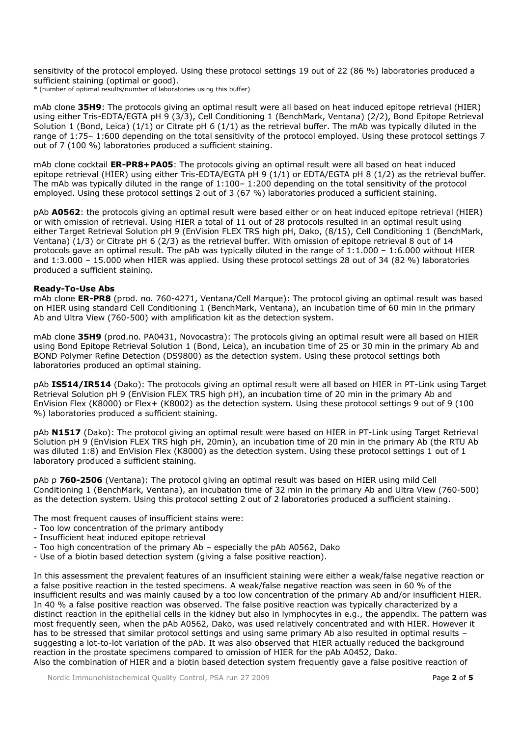sensitivity of the protocol employed. Using these protocol settings 19 out of 22 (86 %) laboratories produced a sufficient staining (optimal or good).
* (number of optimal results/number of laboratories using this buffer)

mAb clone **35H9**: The protocols giving an optimal result were all based on heat induced epitope retrieval (HIER) using either Tris-EDTA/EGTA pH 9 (3/3), Cell Conditioning 1 (BenchMark, Ventana) (2/2), Bond Epitope Retrieval Solution 1 (Bond, Leica) (1/1) or Citrate pH 6 (1/1) as the retrieval buffer. The mAb was typically diluted in the range of 1:75– 1:600 depending on the total sensitivity of the protocol employed. Using these protocol settings 7 out of 7 (100 %) laboratories produced a sufficient staining.

mAb clone cocktail **ER-PR8+PA05**: The protocols giving an optimal result were all based on heat induced epitope retrieval (HIER) using either Tris-EDTA/EGTA pH 9 (1/1) or EDTA/EGTA pH 8 (1/2) as the retrieval buffer. The mAb was typically diluted in the range of 1:100– 1:200 depending on the total sensitivity of the protocol employed. Using these protocol settings 2 out of 3 (67 %) laboratories produced a sufficient staining.

pAb **A0562**: the protocols giving an optimal result were based either or on heat induced epitope retrieval (HIER) or with omission of retrieval. Using HIER a total of 11 out of 28 protocols resulted in an optimal result using either Target Retrieval Solution pH 9 (EnVision FLEX TRS high pH, Dako, (8/15), Cell Conditioning 1 (BenchMark, Ventana) (1/3) or Citrate pH 6 (2/3) as the retrieval buffer. With omission of epitope retrieval 8 out of 14 protocols gave an optimal result. The pAb was typically diluted in the range of 1:1.000 – 1:6.000 without HIER and 1:3.000 – 15.000 when HIER was applied. Using these protocol settings 28 out of 34 (82 %) laboratories produced a sufficient staining.

**Ready-To-Use Abs**
mAb clone **ER-PR8** (prod. no. 760-4271, Ventana/Cell Marque): The protocol giving an optimal result was based on HIER using standard Cell Conditioning 1 (BenchMark, Ventana), an incubation time of 60 min in the primary Ab and Ultra View (760-500) with amplification kit as the detection system.

mAb clone **35H9** (prod.no. PA0431, Novocastra): The protocols giving an optimal result were all based on HIER using Bond Epitope Retrieval Solution 1 (Bond, Leica), an incubation time of 25 or 30 min in the primary Ab and BOND Polymer Refine Detection (DS9800) as the detection system. Using these protocol settings both laboratories produced an optimal staining.

pAb **IS514/IR514** (Dako): The protocols giving an optimal result were all based on HIER in PT-Link using Target Retrieval Solution pH 9 (EnVision FLEX TRS high pH), an incubation time of 20 min in the primary Ab and EnVision Flex (K8000) or Flex+ (K8002) as the detection system. Using these protocol settings 9 out of 9 (100 %) laboratories produced a sufficient staining.

pAb **N1517** (Dako): The protocol giving an optimal result were based on HIER in PT-Link using Target Retrieval Solution pH 9 (EnVision FLEX TRS high pH, 20min), an incubation time of 20 min in the primary Ab (the RTU Ab was diluted 1:8) and EnVision Flex (K8000) as the detection system. Using these protocol settings 1 out of 1 laboratory produced a sufficient staining.

pAb p **760-2506** (Ventana): The protocol giving an optimal result was based on HIER using mild Cell Conditioning 1 (BenchMark, Ventana), an incubation time of 32 min in the primary Ab and Ultra View (760-500) as the detection system. Using this protocol setting 2 out of 2 laboratories produced a sufficient staining.

The most frequent causes of insufficient stains were:
- Too low concentration of the primary antibody
- Insufficient heat induced epitope retrieval
- Too high concentration of the primary Ab – especially the pAb A0562, Dako
- Use of a biotin based detection system (giving a false positive reaction).

In this assessment the prevalent features of an insufficient staining were either a weak/false negative reaction or a false positive reaction in the tested specimens. A weak/false negative reaction was seen in 60 % of the insufficient results and was mainly caused by a too low concentration of the primary Ab and/or insufficient HIER. In 40 % a false positive reaction was observed. The false positive reaction was typically characterized by a distinct reaction in the epithelial cells in the kidney but also in lymphocytes in e.g., the appendix. The pattern was most frequently seen, when the pAb A0562, Dako, was used relatively concentrated and with HIER. However it has to be stressed that similar protocol settings and using same primary Ab also resulted in optimal results – suggesting a lot-to-lot variation of the pAb. It was also observed that HIER actually reduced the background reaction in the prostate specimens compared to omission of HIER for the pAb A0452, Dako.
Also the combination of HIER and a biotin based detection system frequently gave a false positive reaction of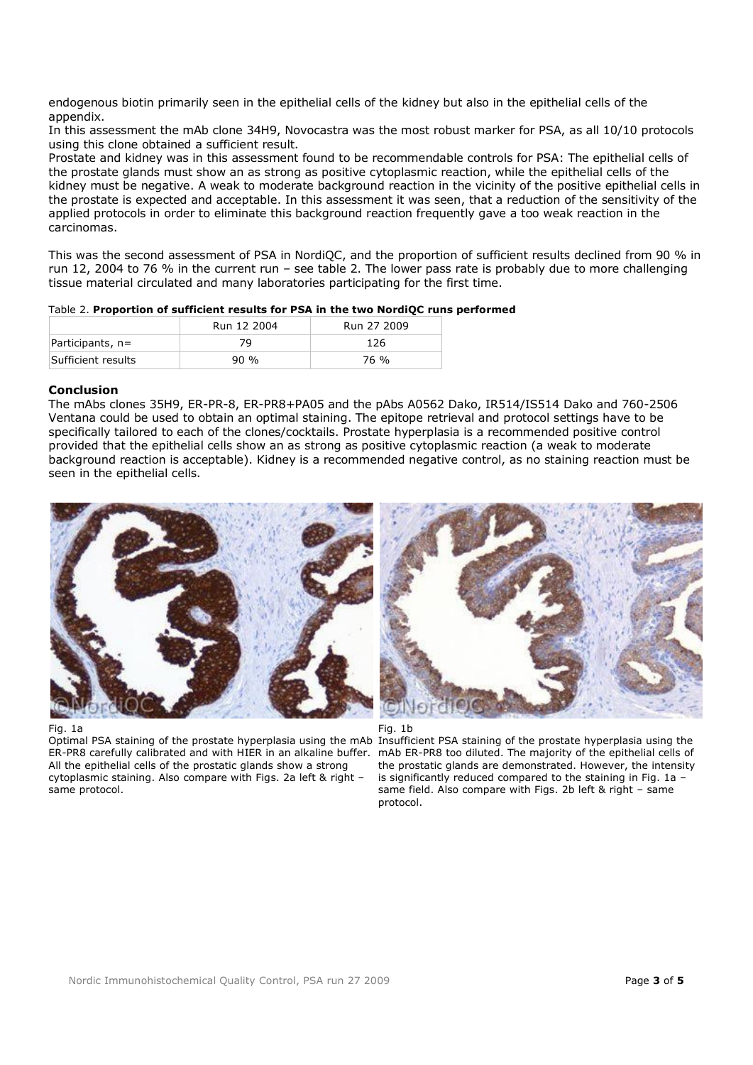endogenous biotin primarily seen in the epithelial cells of the kidney but also in the epithelial cells of the appendix.
In this assessment the mAb clone 34H9, Novocastra was the most robust marker for PSA, as all 10/10 protocols using this clone obtained a sufficient result.
Prostate and kidney was in this assessment found to be recommendable controls for PSA: The epithelial cells of the prostate glands must show an as strong as positive cytoplasmic reaction, while the epithelial cells of the kidney must be negative. A weak to moderate background reaction in the vicinity of the positive epithelial cells in the prostate is expected and acceptable. In this assessment it was seen, that a reduction of the sensitivity of the applied protocols in order to eliminate this background reaction frequently gave a too weak reaction in the carcinomas.

This was the second assessment of PSA in NordiQC, and the proportion of sufficient results declined from 90 % in run 12, 2004 to 76 % in the current run – see table 2. The lower pass rate is probably due to more challenging tissue material circulated and many laboratories participating for the first time.

Table 2. **Proportion of sufficient results for PSA in the two NordiQC runs performed**

| | Run 12 2004 | Run 27 2009 |
|---|---|---|
| Participants, n= | 79 | 126 |
| Sufficient results | 90 % | 76 % |

### Conclusion

The mAbs clones 35H9, ER-PR-8, ER-PR8+PA05 and the pAbs A0562 Dako, IR514/IS514 Dako and 760-2506 Ventana could be used to obtain an optimal staining. The epitope retrieval and protocol settings have to be specifically tailored to each of the clones/cocktails. Prostate hyperplasia is a recommended positive control provided that the epithelial cells show an as strong as positive cytoplasmic reaction (a weak to moderate background reaction is acceptable). Kidney is a recommended negative control, as no staining reaction must be seen in the epithelial cells.

Fig. 1a
Optimal PSA staining of the prostate hyperplasia using the mAb ER-PR8 carefully calibrated and with HIER in an alkaline buffer. All the epithelial cells of the prostatic glands show a strong cytoplasmic staining. Also compare with Figs. 2a left & right – same protocol.

Fig. 1b
Insufficient PSA staining of the prostate hyperplasia using the mAb ER-PR8 too diluted. The majority of the epithelial cells of the prostatic glands are demonstrated. However, the intensity is significantly reduced compared to the staining in Fig. 1a – same field. Also compare with Figs. 2b left & right – same protocol.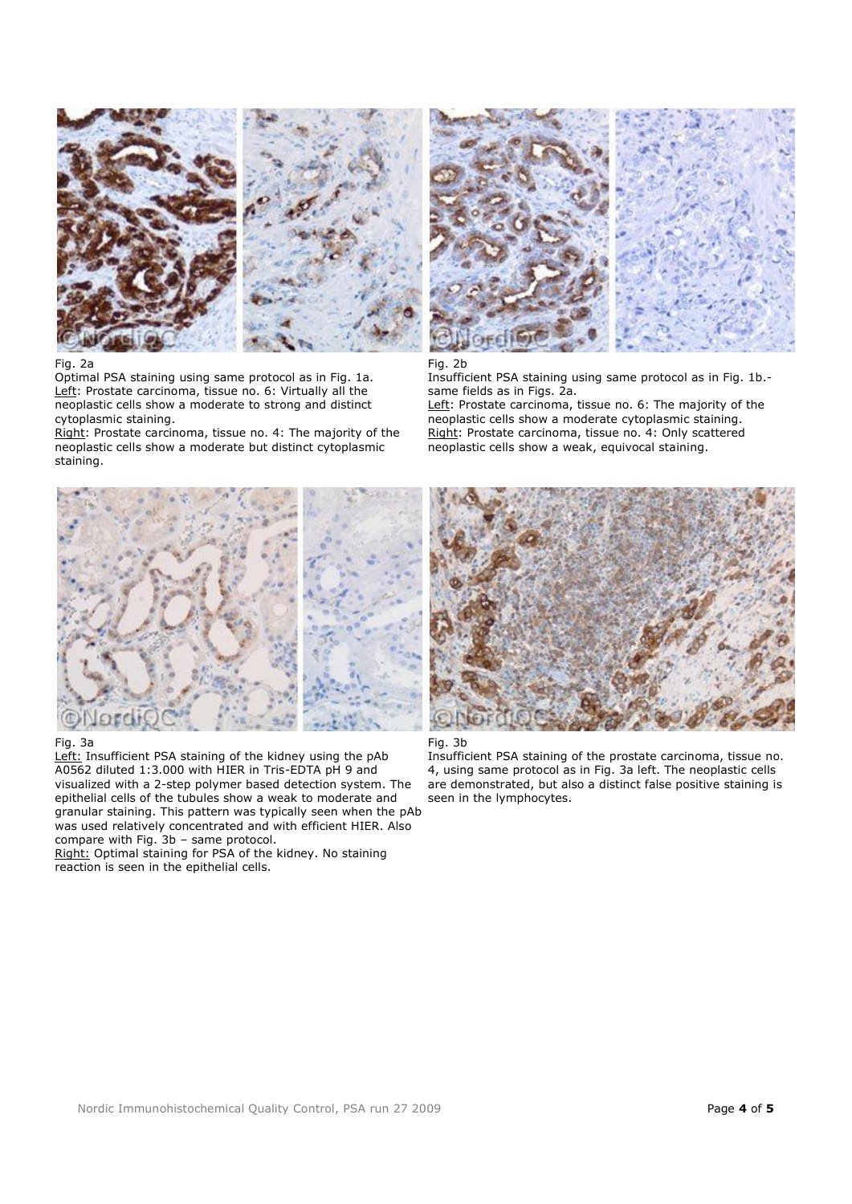Fig. 2a

Optimal PSA staining using same protocol as in Fig. 1a.
Left: Prostate carcinoma, tissue no. 6: Virtually all the neoplastic cells show a moderate to strong and distinct cytoplasmic staining.
Right: Prostate carcinoma, tissue no. 4: The majority of the neoplastic cells show a moderate but distinct cytoplasmic staining.

Fig. 2b

Insufficient PSA staining using same protocol as in Fig. 1b.- same fields as in Figs. 2a.
Left: Prostate carcinoma, tissue no. 6: The majority of the neoplastic cells show a moderate cytoplasmic staining.
Right: Prostate carcinoma, tissue no. 4: Only scattered neoplastic cells show a weak, equivocal staining.

Fig. 3a

Left: Insufficient PSA staining of the kidney using the pAb A0562 diluted 1:3.000 with HIER in Tris-EDTA pH 9 and visualized with a 2-step polymer based detection system. The epithelial cells of the tubules show a weak to moderate and granular staining. This pattern was typically seen when the pAb was used relatively concentrated and with efficient HIER. Also compare with Fig. 3b – same protocol.
Right: Optimal staining for PSA of the kidney. No staining reaction is seen in the epithelial cells.

Fig. 3b

Insufficient PSA staining of the prostate carcinoma, tissue no. 4, using same protocol as in Fig. 3a left. The neoplastic cells are demonstrated, but also a distinct false positive staining is seen in the lymphocytes.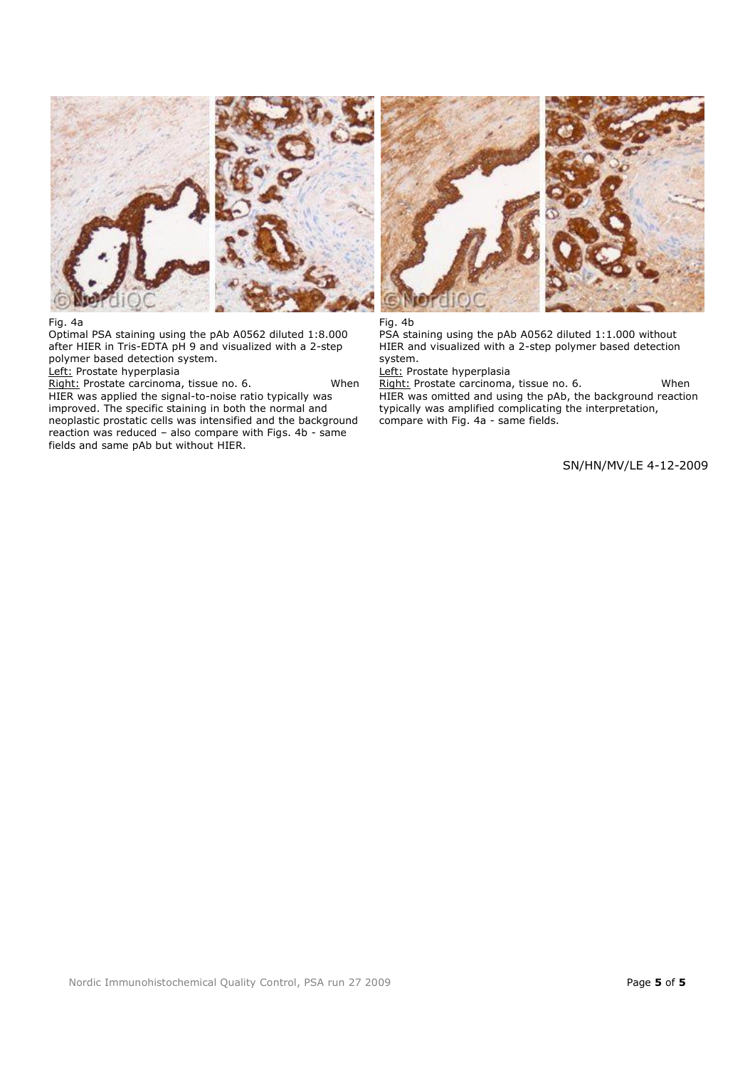Fig. 4a

Optimal PSA staining using the pAb A0562 diluted 1:8.000 after HIER in Tris-EDTA pH 9 and visualized with a 2-step polymer based detection system.

Left: Prostate hyperplasia

Right: Prostate carcinoma, tissue no. 6. When HIER was applied the signal-to-noise ratio typically was improved. The specific staining in both the normal and neoplastic prostatic cells was intensified and the background reaction was reduced – also compare with Figs. 4b - same fields and same pAb but without HIER.

Fig. 4b

PSA staining using the pAb A0562 diluted 1:1.000 without HIER and visualized with a 2-step polymer based detection system.

Left: Prostate hyperplasia

Right: Prostate carcinoma, tissue no. 6. When HIER was omitted and using the pAb, the background reaction typically was amplified complicating the interpretation, compare with Fig. 4a - same fields.

SN/HN/MV/LE 4-12-2009